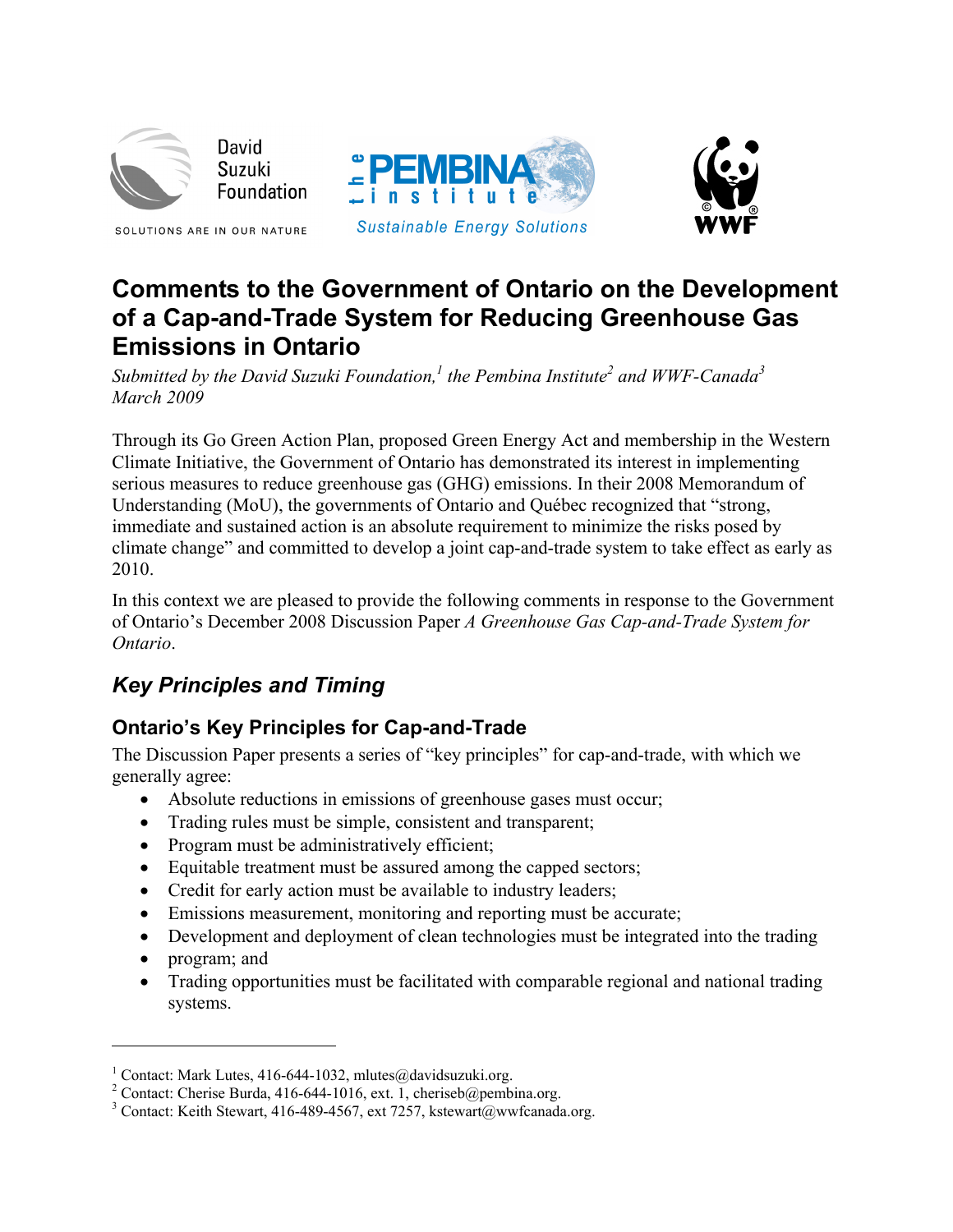David Suzuki Foundation

SOLUTIONS ARE IN OUR NATURE

the PEMBINA institute

Sustainable Energy Solutions

WWF

# Comments to the Government of Ontario on the Development of a Cap-and-Trade System for Reducing Greenhouse Gas Emissions in Ontario

*Submitted by the David Suzuki Foundation,[1] the Pembina Institute[2] and WWF-Canada[3]*
*March 2009*

Through its Go Green Action Plan, proposed Green Energy Act and membership in the Western Climate Initiative, the Government of Ontario has demonstrated its interest in implementing serious measures to reduce greenhouse gas (GHG) emissions. In their 2008 Memorandum of Understanding (MoU), the governments of Ontario and Québec recognized that "strong, immediate and sustained action is an absolute requirement to minimize the risks posed by climate change" and committed to develop a joint cap-and-trade system to take effect as early as 2010.

In this context we are pleased to provide the following comments in response to the Government of Ontario's December 2008 Discussion Paper *A Greenhouse Gas Cap-and-Trade System for Ontario*.

## *Key Principles and Timing*

### Ontario's Key Principles for Cap-and-Trade

The Discussion Paper presents a series of "key principles" for cap-and-trade, with which we generally agree:

- Absolute reductions in emissions of greenhouse gases must occur;
- Trading rules must be simple, consistent and transparent;
- Program must be administratively efficient;
- Equitable treatment must be assured among the capped sectors;
- Credit for early action must be available to industry leaders;
- Emissions measurement, monitoring and reporting must be accurate;
- Development and deployment of clean technologies must be integrated into the trading
- program; and
- Trading opportunities must be facilitated with comparable regional and national trading systems.

---

[1] Contact: Mark Lutes, 416-644-1032, mlutes@davidsuzuki.org.
[2] Contact: Cherise Burda, 416-644-1016, ext. 1, cheriseb@pembina.org.
[3] Contact: Keith Stewart, 416-489-4567, ext 7257, kstewart@wwfcanada.org.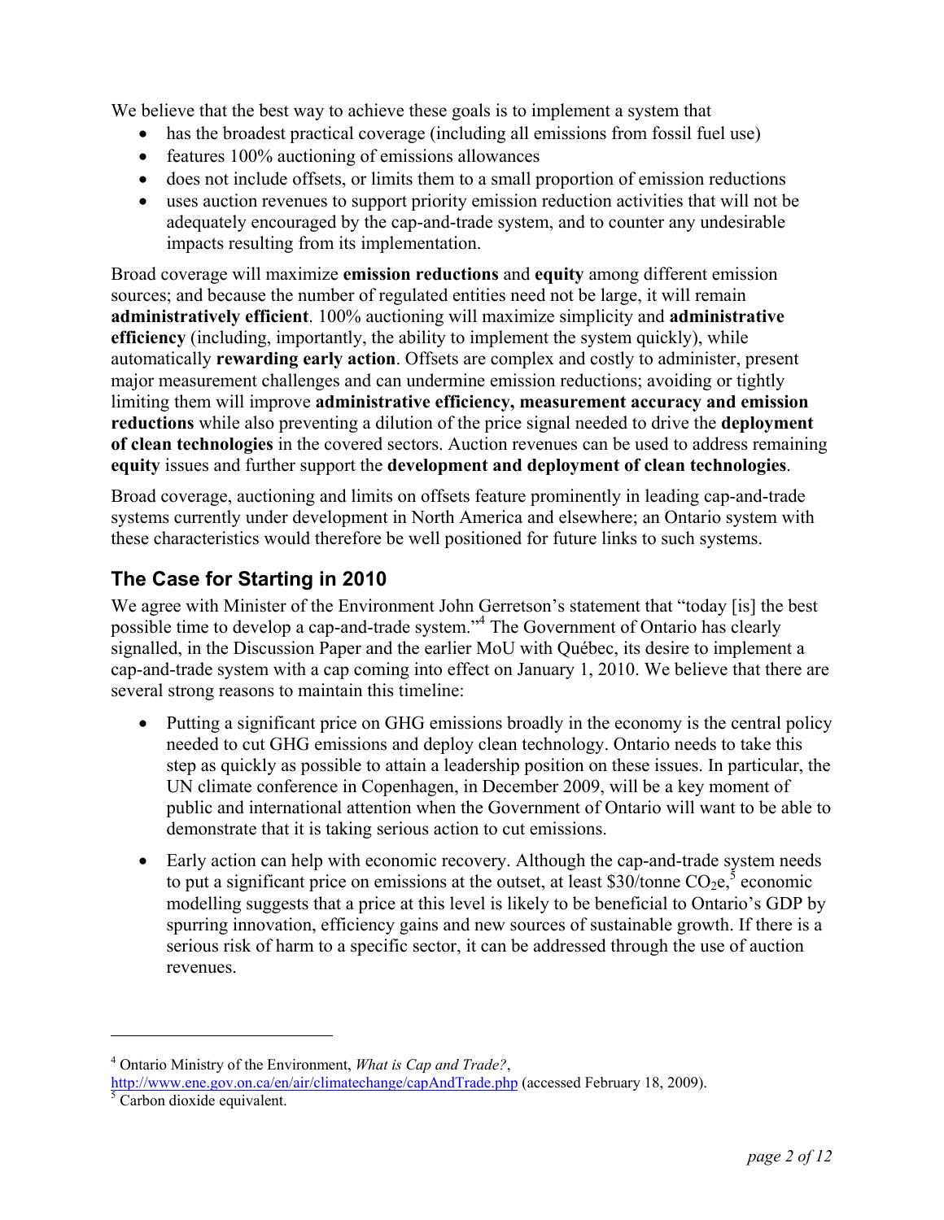We believe that the best way to achieve these goals is to implement a system that

- has the broadest practical coverage (including all emissions from fossil fuel use)
- features 100% auctioning of emissions allowances
- does not include offsets, or limits them to a small proportion of emission reductions
- uses auction revenues to support priority emission reduction activities that will not be adequately encouraged by the cap-and-trade system, and to counter any undesirable impacts resulting from its implementation.

Broad coverage will maximize **emission reductions** and **equity** among different emission sources; and because the number of regulated entities need not be large, it will remain **administratively efficient**. 100% auctioning will maximize simplicity and **administrative efficiency** (including, importantly, the ability to implement the system quickly), while automatically **rewarding early action**. Offsets are complex and costly to administer, present major measurement challenges and can undermine emission reductions; avoiding or tightly limiting them will improve **administrative efficiency, measurement accuracy and emission reductions** while also preventing a dilution of the price signal needed to drive the **deployment of clean technologies** in the covered sectors. Auction revenues can be used to address remaining **equity** issues and further support the **development and deployment of clean technologies**.

Broad coverage, auctioning and limits on offsets feature prominently in leading cap-and-trade systems currently under development in North America and elsewhere; an Ontario system with these characteristics would therefore be well positioned for future links to such systems.

## The Case for Starting in 2010

We agree with Minister of the Environment John Gerretson's statement that "today [is] the best possible time to develop a cap-and-trade system."[4] The Government of Ontario has clearly signalled, in the Discussion Paper and the earlier MoU with Québec, its desire to implement a cap-and-trade system with a cap coming into effect on January 1, 2010. We believe that there are several strong reasons to maintain this timeline:

- Putting a significant price on GHG emissions broadly in the economy is the central policy needed to cut GHG emissions and deploy clean technology. Ontario needs to take this step as quickly as possible to attain a leadership position on these issues. In particular, the UN climate conference in Copenhagen, in December 2009, will be a key moment of public and international attention when the Government of Ontario will want to be able to demonstrate that it is taking serious action to cut emissions.

- Early action can help with economic recovery. Although the cap-and-trade system needs to put a significant price on emissions at the outset, at least \$30/tonne $CO_2e$,[5] economic modelling suggests that a price at this level is likely to be beneficial to Ontario's GDP by spurring innovation, efficiency gains and new sources of sustainable growth. If there is a serious risk of harm to a specific sector, it can be addressed through the use of auction revenues.

---

[4] Ontario Ministry of the Environment, *What is Cap and Trade?*, http://www.ene.gov.on.ca/en/air/climatechange/capAndTrade.php (accessed February 18, 2009).

[5] Carbon dioxide equivalent.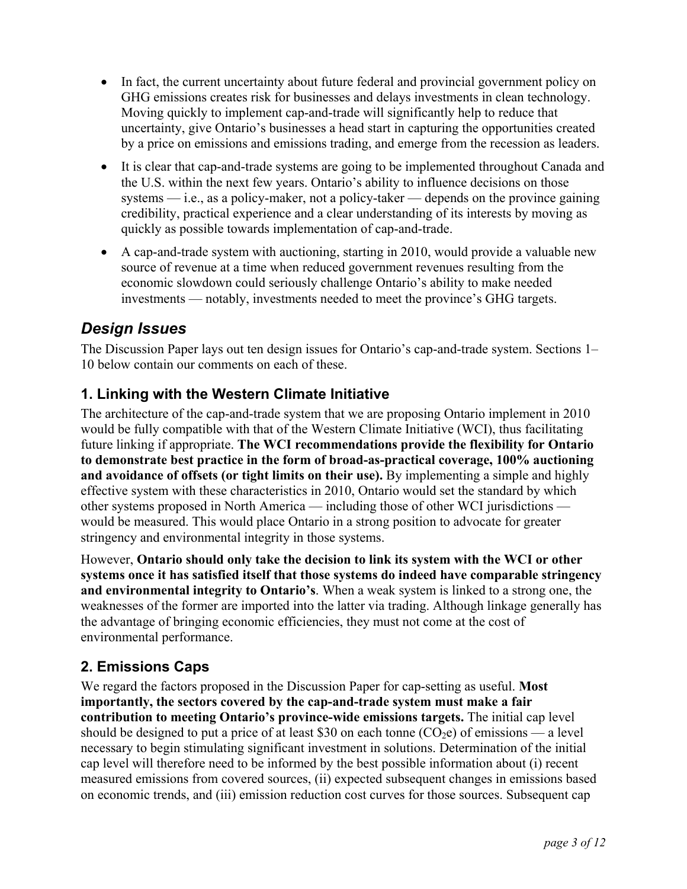- In fact, the current uncertainty about future federal and provincial government policy on GHG emissions creates risk for businesses and delays investments in clean technology. Moving quickly to implement cap-and-trade will significantly help to reduce that uncertainty, give Ontario's businesses a head start in capturing the opportunities created by a price on emissions and emissions trading, and emerge from the recession as leaders.
- It is clear that cap-and-trade systems are going to be implemented throughout Canada and the U.S. within the next few years. Ontario's ability to influence decisions on those systems — i.e., as a policy-maker, not a policy-taker — depends on the province gaining credibility, practical experience and a clear understanding of its interests by moving as quickly as possible towards implementation of cap-and-trade.
- A cap-and-trade system with auctioning, starting in 2010, would provide a valuable new source of revenue at a time when reduced government revenues resulting from the economic slowdown could seriously challenge Ontario's ability to make needed investments — notably, investments needed to meet the province's GHG targets.

## *Design Issues*

The Discussion Paper lays out ten design issues for Ontario's cap-and-trade system. Sections 1–10 below contain our comments on each of these.

### 1. Linking with the Western Climate Initiative

The architecture of the cap-and-trade system that we are proposing Ontario implement in 2010 would be fully compatible with that of the Western Climate Initiative (WCI), thus facilitating future linking if appropriate. **The WCI recommendations provide the flexibility for Ontario to demonstrate best practice in the form of broad-as-practical coverage, 100% auctioning and avoidance of offsets (or tight limits on their use).** By implementing a simple and highly effective system with these characteristics in 2010, Ontario would set the standard by which other systems proposed in North America — including those of other WCI jurisdictions — would be measured. This would place Ontario in a strong position to advocate for greater stringency and environmental integrity in those systems.

However, **Ontario should only take the decision to link its system with the WCI or other systems once it has satisfied itself that those systems do indeed have comparable stringency and environmental integrity to Ontario's**. When a weak system is linked to a strong one, the weaknesses of the former are imported into the latter via trading. Although linkage generally has the advantage of bringing economic efficiencies, they must not come at the cost of environmental performance.

### 2. Emissions Caps

We regard the factors proposed in the Discussion Paper for cap-setting as useful. **Most importantly, the sectors covered by the cap-and-trade system must make a fair contribution to meeting Ontario's province-wide emissions targets.** The initial cap level should be designed to put a price of at least \$30 on each tonne ($CO_2e$) of emissions — a level necessary to begin stimulating significant investment in solutions. Determination of the initial cap level will therefore need to be informed by the best possible information about (i) recent measured emissions from covered sources, (ii) expected subsequent changes in emissions based on economic trends, and (iii) emission reduction cost curves for those sources. Subsequent cap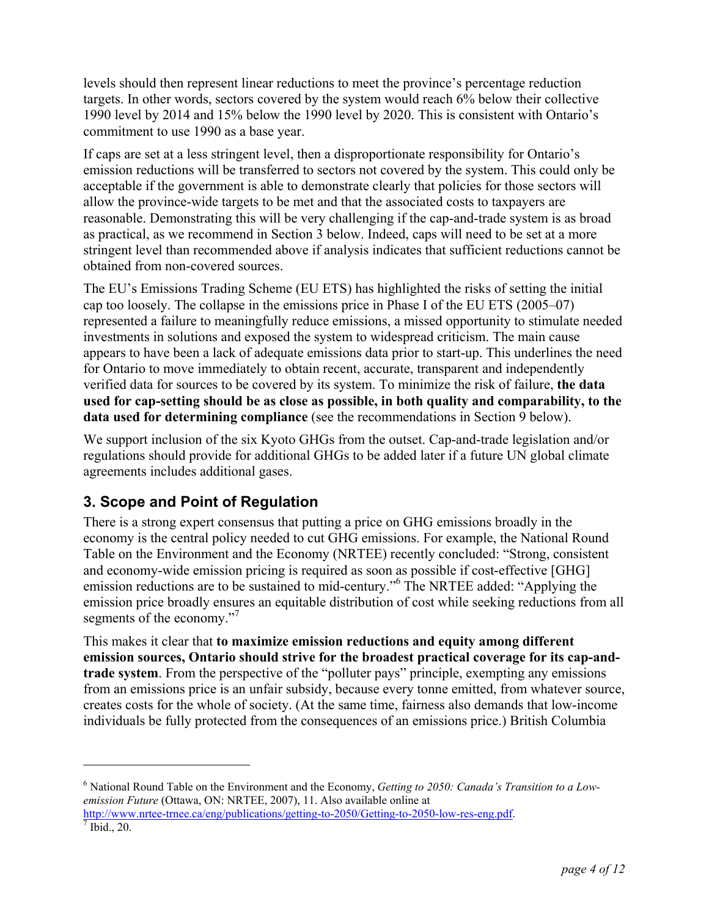levels should then represent linear reductions to meet the province's percentage reduction targets. In other words, sectors covered by the system would reach 6% below their collective 1990 level by 2014 and 15% below the 1990 level by 2020. This is consistent with Ontario's commitment to use 1990 as a base year.

If caps are set at a less stringent level, then a disproportionate responsibility for Ontario's emission reductions will be transferred to sectors not covered by the system. This could only be acceptable if the government is able to demonstrate clearly that policies for those sectors will allow the province-wide targets to be met and that the associated costs to taxpayers are reasonable. Demonstrating this will be very challenging if the cap-and-trade system is as broad as practical, as we recommend in Section 3 below. Indeed, caps will need to be set at a more stringent level than recommended above if analysis indicates that sufficient reductions cannot be obtained from non-covered sources.

The EU's Emissions Trading Scheme (EU ETS) has highlighted the risks of setting the initial cap too loosely. The collapse in the emissions price in Phase I of the EU ETS (2005–07) represented a failure to meaningfully reduce emissions, a missed opportunity to stimulate needed investments in solutions and exposed the system to widespread criticism. The main cause appears to have been a lack of adequate emissions data prior to start-up. This underlines the need for Ontario to move immediately to obtain recent, accurate, transparent and independently verified data for sources to be covered by its system. To minimize the risk of failure, **the data used for cap-setting should be as close as possible, in both quality and comparability, to the data used for determining compliance** (see the recommendations in Section 9 below).

We support inclusion of the six Kyoto GHGs from the outset. Cap-and-trade legislation and/or regulations should provide for additional GHGs to be added later if a future UN global climate agreements includes additional gases.

## 3. Scope and Point of Regulation

There is a strong expert consensus that putting a price on GHG emissions broadly in the economy is the central policy needed to cut GHG emissions. For example, the National Round Table on the Environment and the Economy (NRTEE) recently concluded: "Strong, consistent and economy-wide emission pricing is required as soon as possible if cost-effective [GHG] emission reductions are to be sustained to mid-century."[6] The NRTEE added: "Applying the emission price broadly ensures an equitable distribution of cost while seeking reductions from all segments of the economy."[7]

This makes it clear that **to maximize emission reductions and equity among different emission sources, Ontario should strive for the broadest practical coverage for its cap-and-trade system**. From the perspective of the "polluter pays" principle, exempting any emissions from an emissions price is an unfair subsidy, because every tonne emitted, from whatever source, creates costs for the whole of society. (At the same time, fairness also demands that low-income individuals be fully protected from the consequences of an emissions price.) British Columbia

---

[6] National Round Table on the Environment and the Economy, *Getting to 2050: Canada's Transition to a Low-emission Future* (Ottawa, ON: NRTEE, 2007), 11. Also available online at http://www.nrtee-trnee.ca/eng/publications/getting-to-2050/Getting-to-2050-low-res-eng.pdf.

[7] Ibid., 20.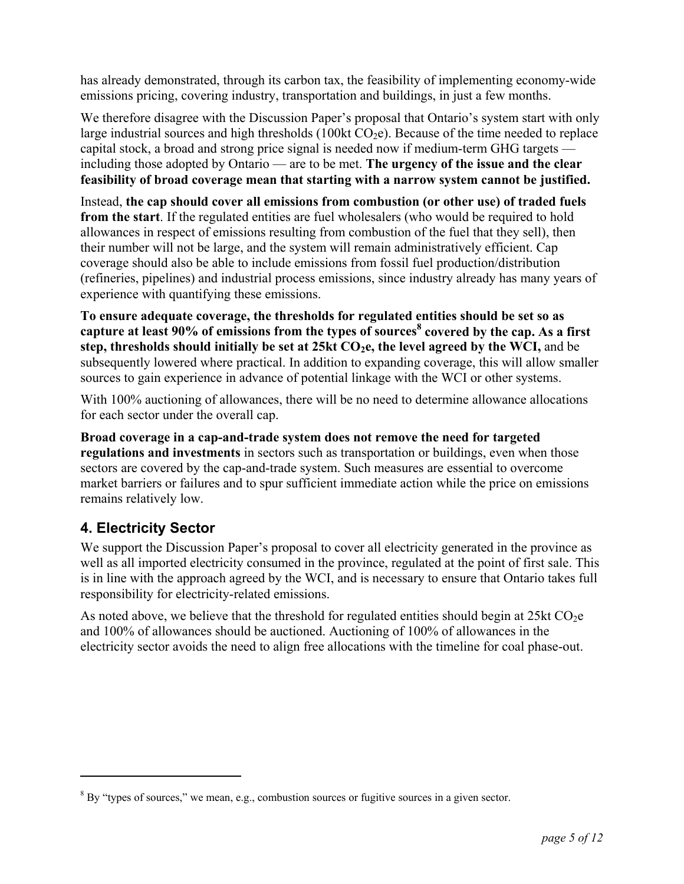has already demonstrated, through its carbon tax, the feasibility of implementing economy-wide emissions pricing, covering industry, transportation and buildings, in just a few months.

We therefore disagree with the Discussion Paper's proposal that Ontario's system start with only large industrial sources and high thresholds (100kt $CO_2$e). Because of the time needed to replace capital stock, a broad and strong price signal is needed now if medium-term GHG targets — including those adopted by Ontario — are to be met. **The urgency of the issue and the clear feasibility of broad coverage mean that starting with a narrow system cannot be justified.**

Instead, **the cap should cover all emissions from combustion (or other use) of traded fuels from the start**. If the regulated entities are fuel wholesalers (who would be required to hold allowances in respect of emissions resulting from combustion of the fuel that they sell), then their number will not be large, and the system will remain administratively efficient. Cap coverage should also be able to include emissions from fossil fuel production/distribution (refineries, pipelines) and industrial process emissions, since industry already has many years of experience with quantifying these emissions.

**To ensure adequate coverage, the thresholds for regulated entities should be set so as capture at least 90% of emissions from the types of sources[8] covered by the cap. As a first step, thresholds should initially be set at 25kt $CO_2$e, the level agreed by the WCI,** and be subsequently lowered where practical. In addition to expanding coverage, this will allow smaller sources to gain experience in advance of potential linkage with the WCI or other systems.

With 100% auctioning of allowances, there will be no need to determine allowance allocations for each sector under the overall cap.

**Broad coverage in a cap-and-trade system does not remove the need for targeted regulations and investments** in sectors such as transportation or buildings, even when those sectors are covered by the cap-and-trade system. Such measures are essential to overcome market barriers or failures and to spur sufficient immediate action while the price on emissions remains relatively low.

## 4. Electricity Sector

We support the Discussion Paper's proposal to cover all electricity generated in the province as well as all imported electricity consumed in the province, regulated at the point of first sale. This is in line with the approach agreed by the WCI, and is necessary to ensure that Ontario takes full responsibility for electricity-related emissions.

As noted above, we believe that the threshold for regulated entities should begin at 25kt $CO_2$e and 100% of allowances should be auctioned. Auctioning of 100% of allowances in the electricity sector avoids the need to align free allocations with the timeline for coal phase-out.

---

[8] By "types of sources," we mean, e.g., combustion sources or fugitive sources in a given sector.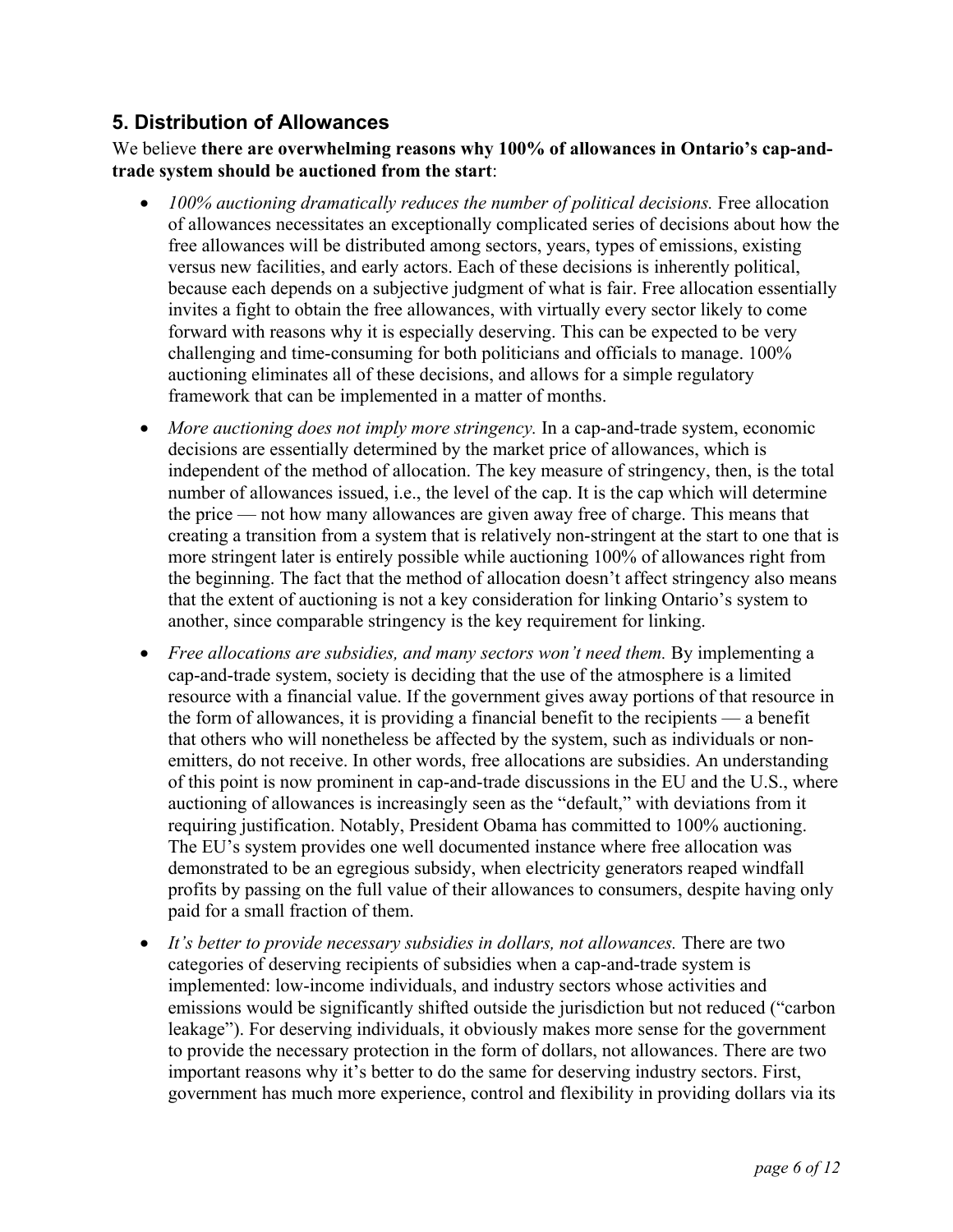## 5. Distribution of Allowances

We believe **there are overwhelming reasons why 100% of allowances in Ontario's cap-and-trade system should be auctioned from the start**:

- *100% auctioning dramatically reduces the number of political decisions.* Free allocation of allowances necessitates an exceptionally complicated series of decisions about how the free allowances will be distributed among sectors, years, types of emissions, existing versus new facilities, and early actors. Each of these decisions is inherently political, because each depends on a subjective judgment of what is fair. Free allocation essentially invites a fight to obtain the free allowances, with virtually every sector likely to come forward with reasons why it is especially deserving. This can be expected to be very challenging and time-consuming for both politicians and officials to manage. 100% auctioning eliminates all of these decisions, and allows for a simple regulatory framework that can be implemented in a matter of months.
- *More auctioning does not imply more stringency.* In a cap-and-trade system, economic decisions are essentially determined by the market price of allowances, which is independent of the method of allocation. The key measure of stringency, then, is the total number of allowances issued, i.e., the level of the cap. It is the cap which will determine the price — not how many allowances are given away free of charge. This means that creating a transition from a system that is relatively non-stringent at the start to one that is more stringent later is entirely possible while auctioning 100% of allowances right from the beginning. The fact that the method of allocation doesn't affect stringency also means that the extent of auctioning is not a key consideration for linking Ontario's system to another, since comparable stringency is the key requirement for linking.
- *Free allocations are subsidies, and many sectors won't need them.* By implementing a cap-and-trade system, society is deciding that the use of the atmosphere is a limited resource with a financial value. If the government gives away portions of that resource in the form of allowances, it is providing a financial benefit to the recipients — a benefit that others who will nonetheless be affected by the system, such as individuals or non-emitters, do not receive. In other words, free allocations are subsidies. An understanding of this point is now prominent in cap-and-trade discussions in the EU and the U.S., where auctioning of allowances is increasingly seen as the "default," with deviations from it requiring justification. Notably, President Obama has committed to 100% auctioning. The EU's system provides one well documented instance where free allocation was demonstrated to be an egregious subsidy, when electricity generators reaped windfall profits by passing on the full value of their allowances to consumers, despite having only paid for a small fraction of them.
- *It's better to provide necessary subsidies in dollars, not allowances.* There are two categories of deserving recipients of subsidies when a cap-and-trade system is implemented: low-income individuals, and industry sectors whose activities and emissions would be significantly shifted outside the jurisdiction but not reduced ("carbon leakage"). For deserving individuals, it obviously makes more sense for the government to provide the necessary protection in the form of dollars, not allowances. There are two important reasons why it's better to do the same for deserving industry sectors. First, government has much more experience, control and flexibility in providing dollars via its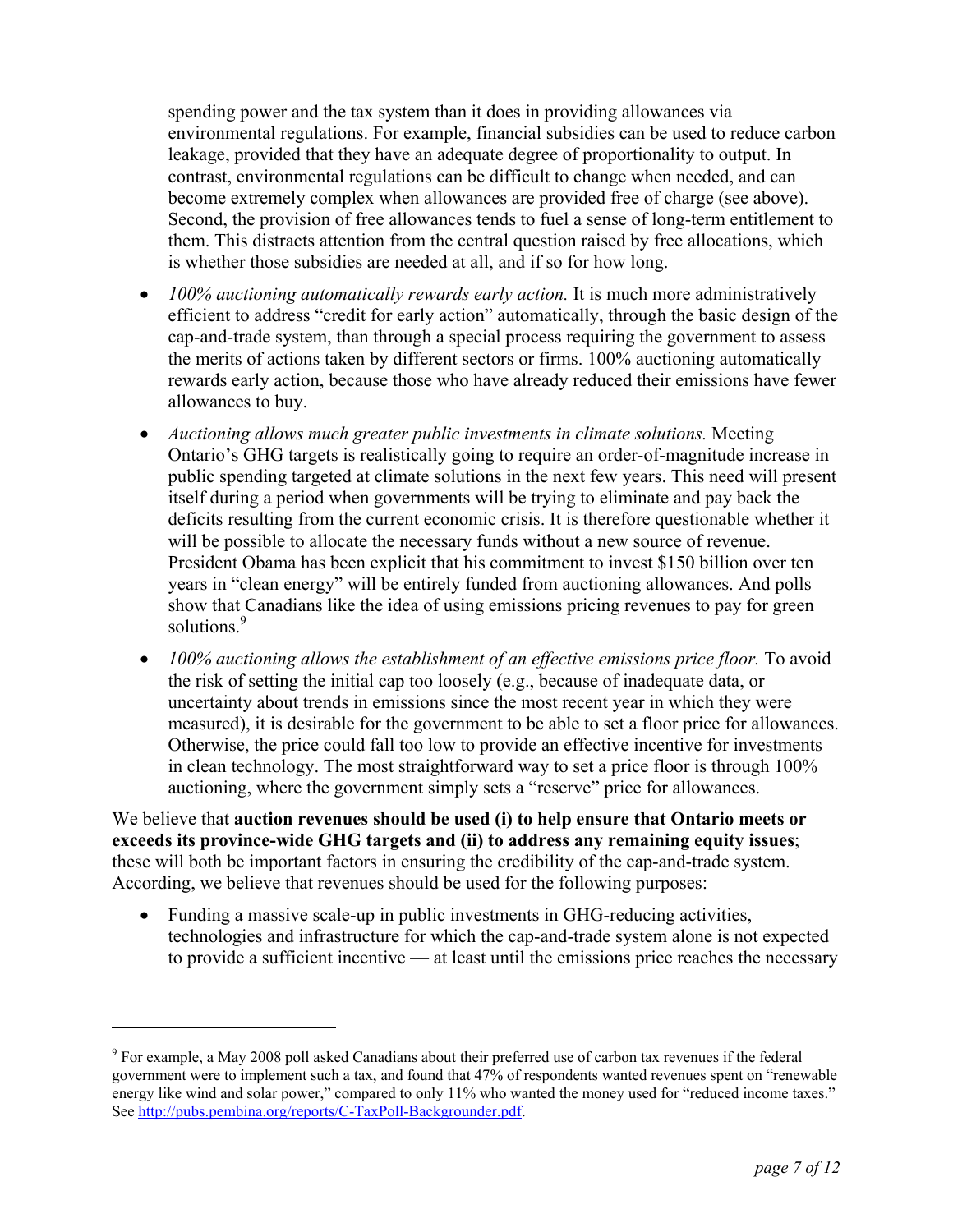spending power and the tax system than it does in providing allowances via environmental regulations. For example, financial subsidies can be used to reduce carbon leakage, provided that they have an adequate degree of proportionality to output. In contrast, environmental regulations can be difficult to change when needed, and can become extremely complex when allowances are provided free of charge (see above). Second, the provision of free allowances tends to fuel a sense of long-term entitlement to them. This distracts attention from the central question raised by free allocations, which is whether those subsidies are needed at all, and if so for how long.

- *100% auctioning automatically rewards early action.* It is much more administratively efficient to address "credit for early action" automatically, through the basic design of the cap-and-trade system, than through a special process requiring the government to assess the merits of actions taken by different sectors or firms. 100% auctioning automatically rewards early action, because those who have already reduced their emissions have fewer allowances to buy.
- *Auctioning allows much greater public investments in climate solutions.* Meeting Ontario's GHG targets is realistically going to require an order-of-magnitude increase in public spending targeted at climate solutions in the next few years. This need will present itself during a period when governments will be trying to eliminate and pay back the deficits resulting from the current economic crisis. It is therefore questionable whether it will be possible to allocate the necessary funds without a new source of revenue. President Obama has been explicit that his commitment to invest $150 billion over ten years in "clean energy" will be entirely funded from auctioning allowances. And polls show that Canadians like the idea of using emissions pricing revenues to pay for green solutions.[9]
- *100% auctioning allows the establishment of an effective emissions price floor.* To avoid the risk of setting the initial cap too loosely (e.g., because of inadequate data, or uncertainty about trends in emissions since the most recent year in which they were measured), it is desirable for the government to be able to set a floor price for allowances. Otherwise, the price could fall too low to provide an effective incentive for investments in clean technology. The most straightforward way to set a price floor is through 100% auctioning, where the government simply sets a "reserve" price for allowances.

We believe that **auction revenues should be used (i) to help ensure that Ontario meets or exceeds its province-wide GHG targets and (ii) to address any remaining equity issues**; these will both be important factors in ensuring the credibility of the cap-and-trade system. According, we believe that revenues should be used for the following purposes:

- Funding a massive scale-up in public investments in GHG-reducing activities, technologies and infrastructure for which the cap-and-trade system alone is not expected to provide a sufficient incentive — at least until the emissions price reaches the necessary

[9] For example, a May 2008 poll asked Canadians about their preferred use of carbon tax revenues if the federal government were to implement such a tax, and found that 47% of respondents wanted revenues spent on "renewable energy like wind and solar power," compared to only 11% who wanted the money used for "reduced income taxes." See http://pubs.pembina.org/reports/C-TaxPoll-Backgrounder.pdf.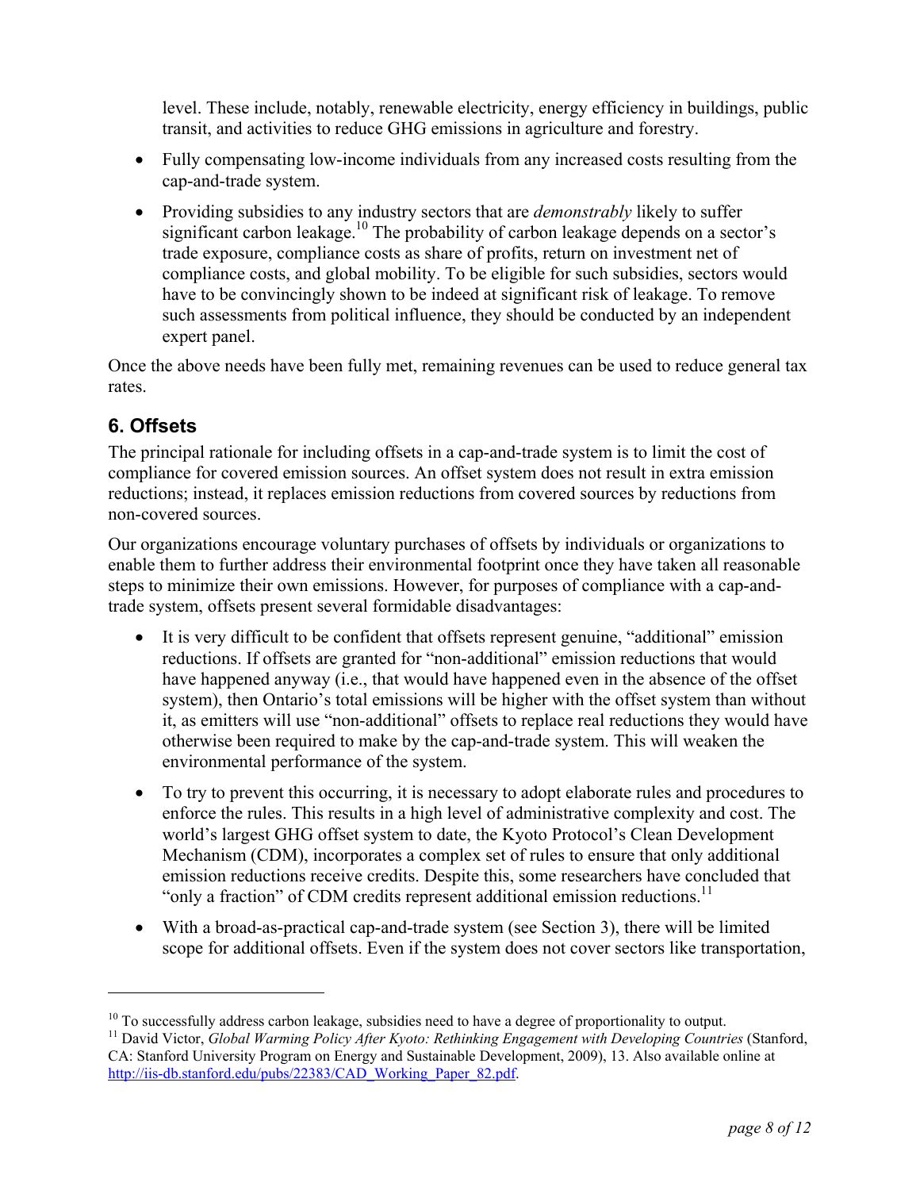level. These include, notably, renewable electricity, energy efficiency in buildings, public transit, and activities to reduce GHG emissions in agriculture and forestry.

- Fully compensating low-income individuals from any increased costs resulting from the cap-and-trade system.
- Providing subsidies to any industry sectors that are *demonstrably* likely to suffer significant carbon leakage.[10] The probability of carbon leakage depends on a sector's trade exposure, compliance costs as share of profits, return on investment net of compliance costs, and global mobility. To be eligible for such subsidies, sectors would have to be convincingly shown to be indeed at significant risk of leakage. To remove such assessments from political influence, they should be conducted by an independent expert panel.

Once the above needs have been fully met, remaining revenues can be used to reduce general tax rates.

## 6. Offsets

The principal rationale for including offsets in a cap-and-trade system is to limit the cost of compliance for covered emission sources. An offset system does not result in extra emission reductions; instead, it replaces emission reductions from covered sources by reductions from non-covered sources.

Our organizations encourage voluntary purchases of offsets by individuals or organizations to enable them to further address their environmental footprint once they have taken all reasonable steps to minimize their own emissions. However, for purposes of compliance with a cap-and-trade system, offsets present several formidable disadvantages:

- It is very difficult to be confident that offsets represent genuine, "additional" emission reductions. If offsets are granted for "non-additional" emission reductions that would have happened anyway (i.e., that would have happened even in the absence of the offset system), then Ontario's total emissions will be higher with the offset system than without it, as emitters will use "non-additional" offsets to replace real reductions they would have otherwise been required to make by the cap-and-trade system. This will weaken the environmental performance of the system.
- To try to prevent this occurring, it is necessary to adopt elaborate rules and procedures to enforce the rules. This results in a high level of administrative complexity and cost. The world's largest GHG offset system to date, the Kyoto Protocol's Clean Development Mechanism (CDM), incorporates a complex set of rules to ensure that only additional emission reductions receive credits. Despite this, some researchers have concluded that "only a fraction" of CDM credits represent additional emission reductions.[11]
- With a broad-as-practical cap-and-trade system (see Section 3), there will be limited scope for additional offsets. Even if the system does not cover sectors like transportation,

---

[10] To successfully address carbon leakage, subsidies need to have a degree of proportionality to output.

[11] David Victor, *Global Warming Policy After Kyoto: Rethinking Engagement with Developing Countries* (Stanford, CA: Stanford University Program on Energy and Sustainable Development, 2009), 13. Also available online at http://iis-db.stanford.edu/pubs/22383/CAD_Working_Paper_82.pdf.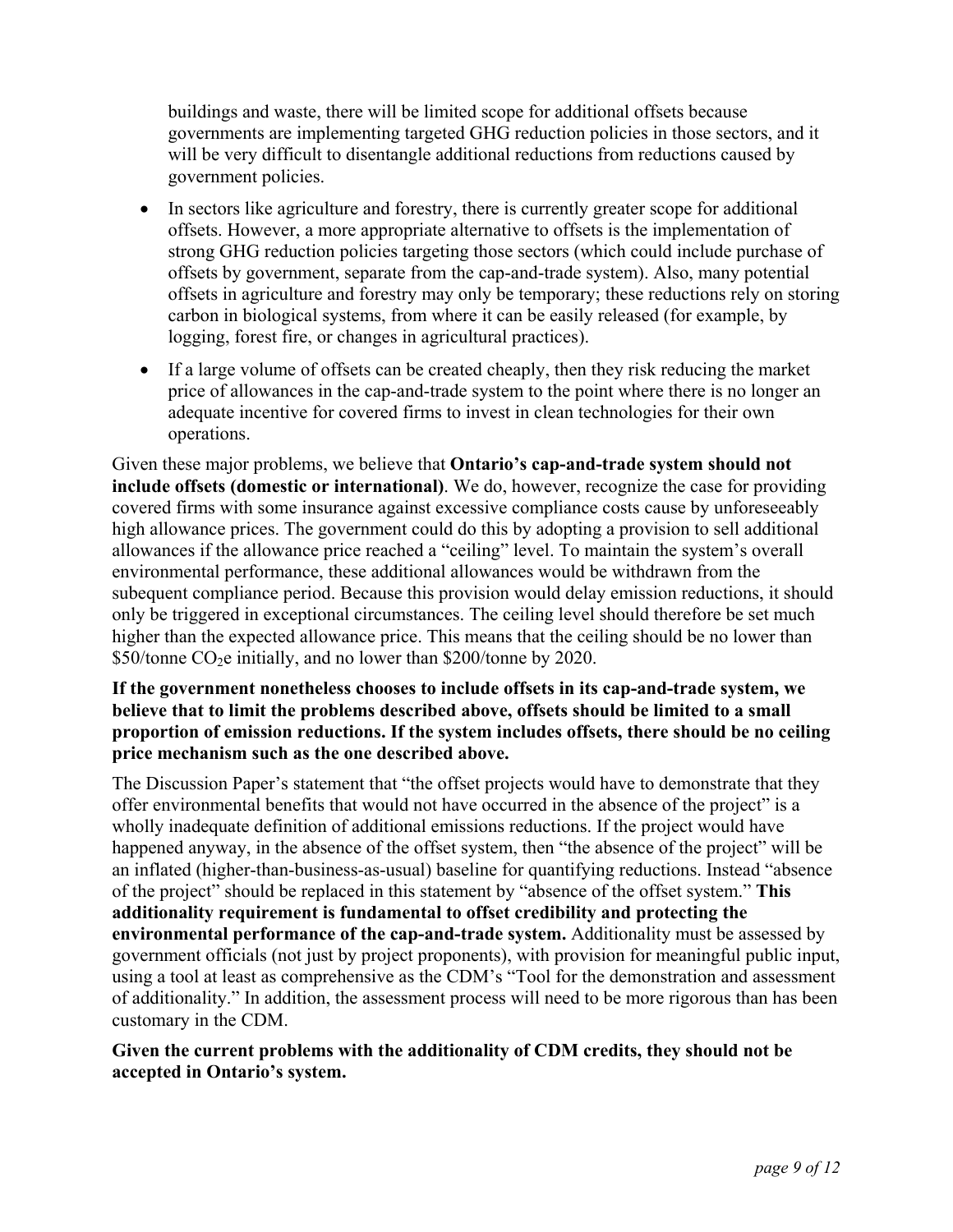buildings and waste, there will be limited scope for additional offsets because governments are implementing targeted GHG reduction policies in those sectors, and it will be very difficult to disentangle additional reductions from reductions caused by government policies.

- In sectors like agriculture and forestry, there is currently greater scope for additional offsets. However, a more appropriate alternative to offsets is the implementation of strong GHG reduction policies targeting those sectors (which could include purchase of offsets by government, separate from the cap-and-trade system). Also, many potential offsets in agriculture and forestry may only be temporary; these reductions rely on storing carbon in biological systems, from where it can be easily released (for example, by logging, forest fire, or changes in agricultural practices).
- If a large volume of offsets can be created cheaply, then they risk reducing the market price of allowances in the cap-and-trade system to the point where there is no longer an adequate incentive for covered firms to invest in clean technologies for their own operations.

Given these major problems, we believe that **Ontario's cap-and-trade system should not include offsets (domestic or international)**. We do, however, recognize the case for providing covered firms with some insurance against excessive compliance costs cause by unforeseeably high allowance prices. The government could do this by adopting a provision to sell additional allowances if the allowance price reached a "ceiling" level. To maintain the system's overall environmental performance, these additional allowances would be withdrawn from the subsequent compliance period. Because this provision would delay emission reductions, it should only be triggered in exceptional circumstances. The ceiling level should therefore be set much higher than the expected allowance price. This means that the ceiling should be no lower than \$50/tonne $CO_2$e initially, and no lower than \$200/tonne by 2020.

**If the government nonetheless chooses to include offsets in its cap-and-trade system, we believe that to limit the problems described above, offsets should be limited to a small proportion of emission reductions. If the system includes offsets, there should be no ceiling price mechanism such as the one described above.**

The Discussion Paper's statement that "the offset projects would have to demonstrate that they offer environmental benefits that would not have occurred in the absence of the project" is a wholly inadequate definition of additional emissions reductions. If the project would have happened anyway, in the absence of the offset system, then "the absence of the project" will be an inflated (higher-than-business-as-usual) baseline for quantifying reductions. Instead "absence of the project" should be replaced in this statement by "absence of the offset system." **This additionality requirement is fundamental to offset credibility and protecting the environmental performance of the cap-and-trade system.** Additionality must be assessed by government officials (not just by project proponents), with provision for meaningful public input, using a tool at least as comprehensive as the CDM's "Tool for the demonstration and assessment of additionality." In addition, the assessment process will need to be more rigorous than has been customary in the CDM.

**Given the current problems with the additionality of CDM credits, they should not be accepted in Ontario's system.**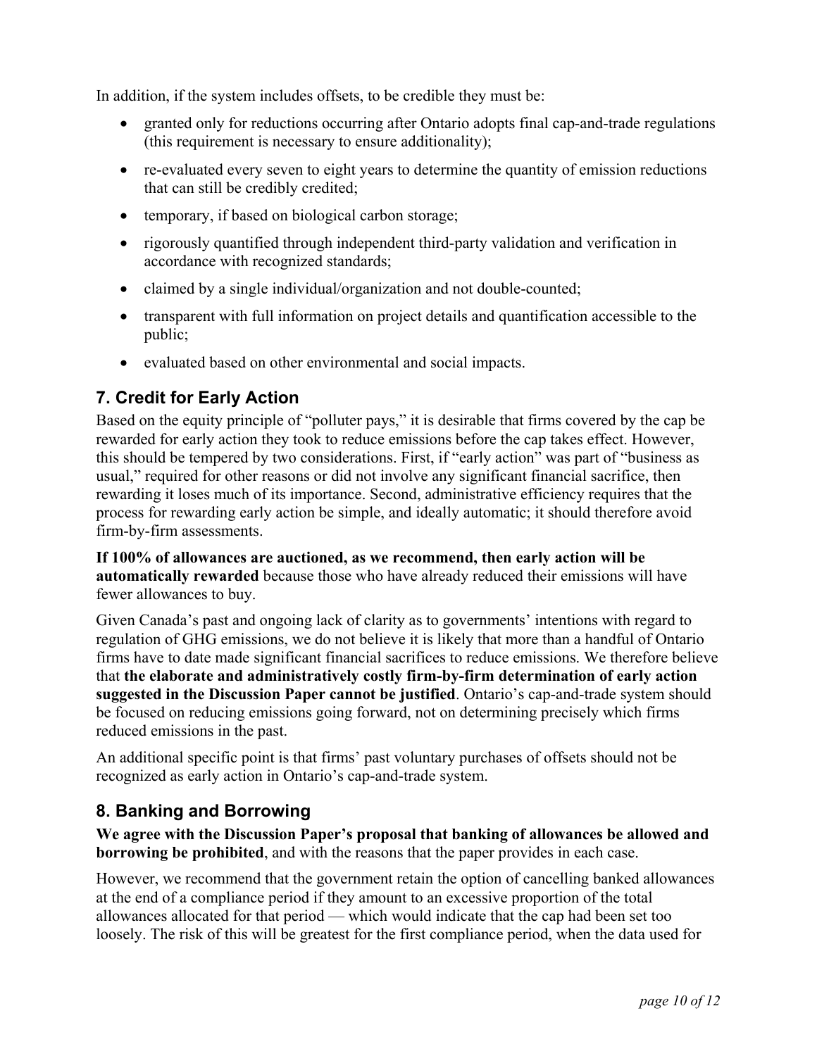In addition, if the system includes offsets, to be credible they must be:

- granted only for reductions occurring after Ontario adopts final cap-and-trade regulations (this requirement is necessary to ensure additionality);
- re-evaluated every seven to eight years to determine the quantity of emission reductions that can still be credibly credited;
- temporary, if based on biological carbon storage;
- rigorously quantified through independent third-party validation and verification in accordance with recognized standards;
- claimed by a single individual/organization and not double-counted;
- transparent with full information on project details and quantification accessible to the public;
- evaluated based on other environmental and social impacts.

## 7. Credit for Early Action

Based on the equity principle of "polluter pays," it is desirable that firms covered by the cap be rewarded for early action they took to reduce emissions before the cap takes effect. However, this should be tempered by two considerations. First, if "early action" was part of "business as usual," required for other reasons or did not involve any significant financial sacrifice, then rewarding it loses much of its importance. Second, administrative efficiency requires that the process for rewarding early action be simple, and ideally automatic; it should therefore avoid firm-by-firm assessments.

**If 100% of allowances are auctioned, as we recommend, then early action will be automatically rewarded** because those who have already reduced their emissions will have fewer allowances to buy.

Given Canada's past and ongoing lack of clarity as to governments' intentions with regard to regulation of GHG emissions, we do not believe it is likely that more than a handful of Ontario firms have to date made significant financial sacrifices to reduce emissions. We therefore believe that **the elaborate and administratively costly firm-by-firm determination of early action suggested in the Discussion Paper cannot be justified**. Ontario's cap-and-trade system should be focused on reducing emissions going forward, not on determining precisely which firms reduced emissions in the past.

An additional specific point is that firms' past voluntary purchases of offsets should not be recognized as early action in Ontario's cap-and-trade system.

## 8. Banking and Borrowing

**We agree with the Discussion Paper's proposal that banking of allowances be allowed and borrowing be prohibited**, and with the reasons that the paper provides in each case.

However, we recommend that the government retain the option of cancelling banked allowances at the end of a compliance period if they amount to an excessive proportion of the total allowances allocated for that period — which would indicate that the cap had been set too loosely. The risk of this will be greatest for the first compliance period, when the data used for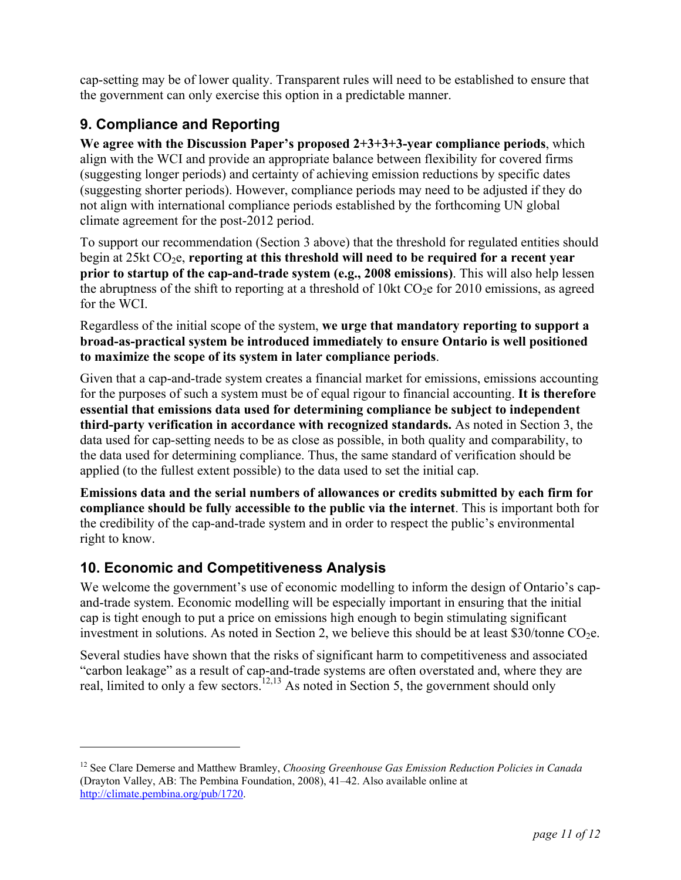cap-setting may be of lower quality. Transparent rules will need to be established to ensure that the government can only exercise this option in a predictable manner.

## 9. Compliance and Reporting

**We agree with the Discussion Paper's proposed 2+3+3+3-year compliance periods**, which align with the WCI and provide an appropriate balance between flexibility for covered firms (suggesting longer periods) and certainty of achieving emission reductions by specific dates (suggesting shorter periods). However, compliance periods may need to be adjusted if they do not align with international compliance periods established by the forthcoming UN global climate agreement for the post-2012 period.

To support our recommendation (Section 3 above) that the threshold for regulated entities should begin at 25kt $CO_2$e, **reporting at this threshold will need to be required for a recent year prior to startup of the cap-and-trade system (e.g., 2008 emissions)**. This will also help lessen the abruptness of the shift to reporting at a threshold of 10kt $CO_2$e for 2010 emissions, as agreed for the WCI.

Regardless of the initial scope of the system, **we urge that mandatory reporting to support a broad-as-practical system be introduced immediately to ensure Ontario is well positioned to maximize the scope of its system in later compliance periods**.

Given that a cap-and-trade system creates a financial market for emissions, emissions accounting for the purposes of such a system must be of equal rigour to financial accounting. **It is therefore essential that emissions data used for determining compliance be subject to independent third-party verification in accordance with recognized standards.** As noted in Section 3, the data used for cap-setting needs to be as close as possible, in both quality and comparability, to the data used for determining compliance. Thus, the same standard of verification should be applied (to the fullest extent possible) to the data used to set the initial cap.

**Emissions data and the serial numbers of allowances or credits submitted by each firm for compliance should be fully accessible to the public via the internet**. This is important both for the credibility of the cap-and-trade system and in order to respect the public's environmental right to know.

## 10. Economic and Competitiveness Analysis

We welcome the government's use of economic modelling to inform the design of Ontario's cap-and-trade system. Economic modelling will be especially important in ensuring that the initial cap is tight enough to put a price on emissions high enough to begin stimulating significant investment in solutions. As noted in Section 2, we believe this should be at least \$30/tonne $CO_2$e.

Several studies have shown that the risks of significant harm to competitiveness and associated "carbon leakage" as a result of cap-and-trade systems are often overstated and, where they are real, limited to only a few sectors.[12,13] As noted in Section 5, the government should only

---

[12] See Clare Demerse and Matthew Bramley, *Choosing Greenhouse Gas Emission Reduction Policies in Canada* (Drayton Valley, AB: The Pembina Foundation, 2008), 41–42. Also available online at http://climate.pembina.org/pub/1720.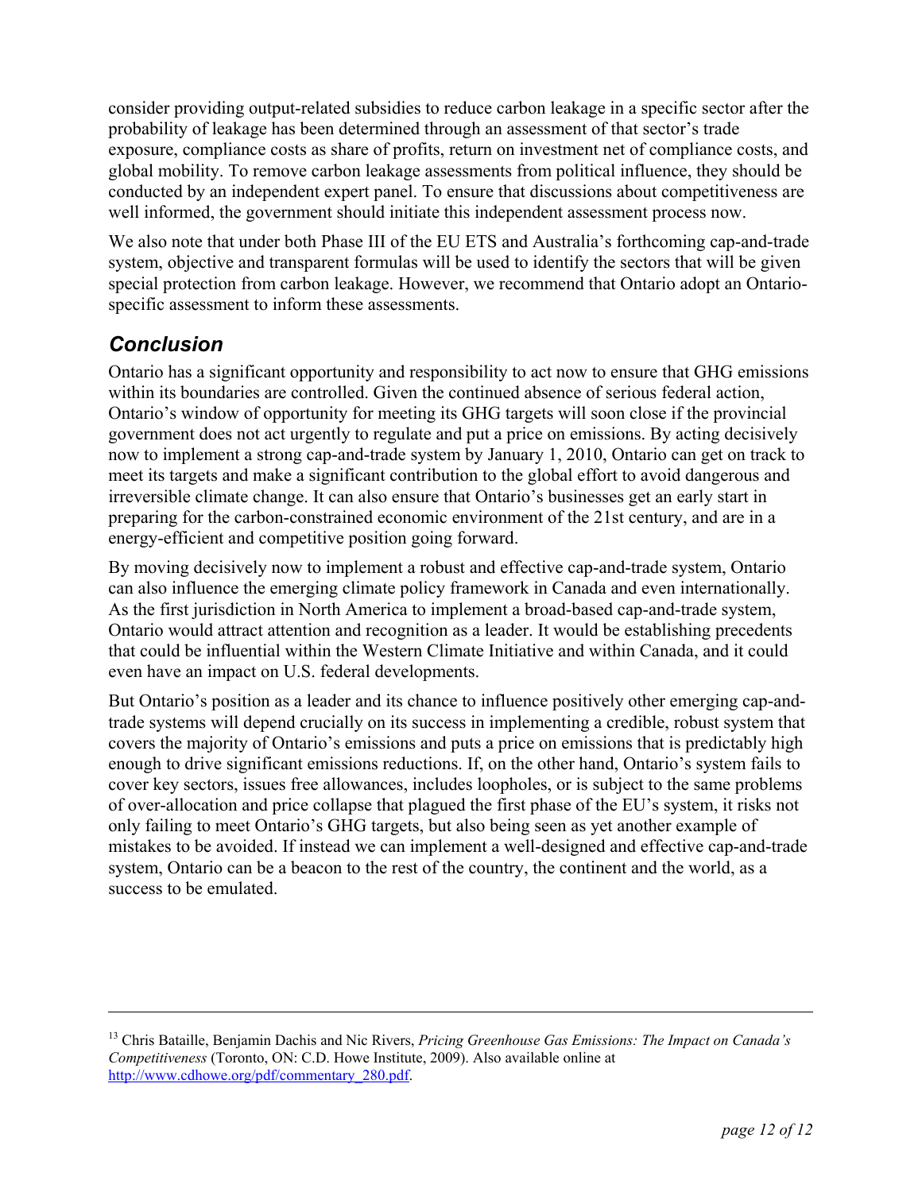consider providing output-related subsidies to reduce carbon leakage in a specific sector after the probability of leakage has been determined through an assessment of that sector's trade exposure, compliance costs as share of profits, return on investment net of compliance costs, and global mobility. To remove carbon leakage assessments from political influence, they should be conducted by an independent expert panel. To ensure that discussions about competitiveness are well informed, the government should initiate this independent assessment process now.

We also note that under both Phase III of the EU ETS and Australia's forthcoming cap-and-trade system, objective and transparent formulas will be used to identify the sectors that will be given special protection from carbon leakage. However, we recommend that Ontario adopt an Ontario-specific assessment to inform these assessments.

## *Conclusion*

Ontario has a significant opportunity and responsibility to act now to ensure that GHG emissions within its boundaries are controlled. Given the continued absence of serious federal action, Ontario's window of opportunity for meeting its GHG targets will soon close if the provincial government does not act urgently to regulate and put a price on emissions. By acting decisively now to implement a strong cap-and-trade system by January 1, 2010, Ontario can get on track to meet its targets and make a significant contribution to the global effort to avoid dangerous and irreversible climate change. It can also ensure that Ontario's businesses get an early start in preparing for the carbon-constrained economic environment of the 21st century, and are in a energy-efficient and competitive position going forward.

By moving decisively now to implement a robust and effective cap-and-trade system, Ontario can also influence the emerging climate policy framework in Canada and even internationally. As the first jurisdiction in North America to implement a broad-based cap-and-trade system, Ontario would attract attention and recognition as a leader. It would be establishing precedents that could be influential within the Western Climate Initiative and within Canada, and it could even have an impact on U.S. federal developments.

But Ontario's position as a leader and its chance to influence positively other emerging cap-and-trade systems will depend crucially on its success in implementing a credible, robust system that covers the majority of Ontario's emissions and puts a price on emissions that is predictably high enough to drive significant emissions reductions. If, on the other hand, Ontario's system fails to cover key sectors, issues free allowances, includes loopholes, or is subject to the same problems of over-allocation and price collapse that plagued the first phase of the EU's system, it risks not only failing to meet Ontario's GHG targets, but also being seen as yet another example of mistakes to be avoided. If instead we can implement a well-designed and effective cap-and-trade system, Ontario can be a beacon to the rest of the country, the continent and the world, as a success to be emulated.

---

[13] Chris Bataille, Benjamin Dachis and Nic Rivers, *Pricing Greenhouse Gas Emissions: The Impact on Canada's Competitiveness* (Toronto, ON: C.D. Howe Institute, 2009). Also available online at http://www.cdhowe.org/pdf/commentary_280.pdf.